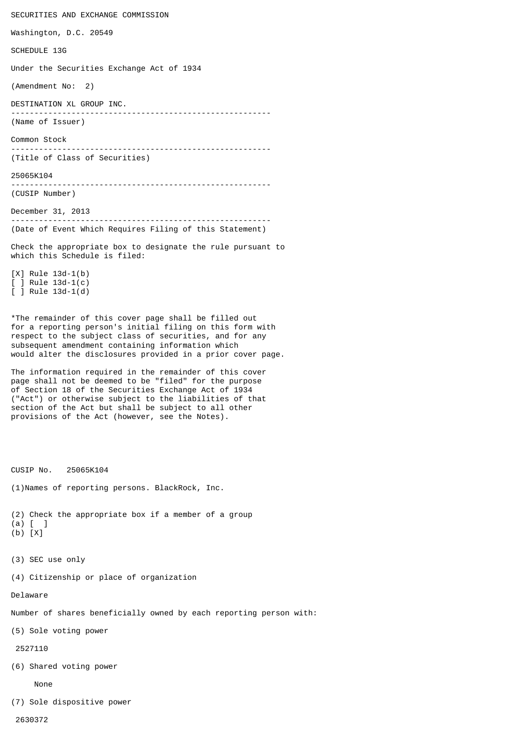SECURITIES AND EXCHANGE COMMISSION

Washington, D.C. 20549

SCHEDULE 13G

Under the Securities Exchange Act of 1934

(Amendment No: 2)

DESTINATION XL GROUP INC.

(Name of Issuer)

Common Stock

(Title of Class of Securities)

25065K104

(CUSIP Number)

December 31, 2013

(Date of Event Which Requires Filing of this Statement)

Check the appropriate box to designate the rule pursuant to which this Schedule is filed:

[X] Rule 13d-1(b)
[ ] Rule 13d-1(c)
[ ] Rule 13d-1(d)

*The remainder of this cover page shall be filled out for a reporting person's initial filing on this form with respect to the subject class of securities, and for any subsequent amendment containing information which would alter the disclosures provided in a prior cover page.

The information required in the remainder of this cover page shall not be deemed to be "filed" for the purpose of Section 18 of the Securities Exchange Act of 1934 ("Act") or otherwise subject to the liabilities of that section of the Act but shall be subject to all other provisions of the Act (however, see the Notes).

CUSIP No. 25065K104

(1)Names of reporting persons. BlackRock, Inc.

(2) Check the appropriate box if a member of a group
(a) [ ]
(b) [X]

(3) SEC use only

(4) Citizenship or place of organization

Delaware

Number of shares beneficially owned by each reporting person with:

(5) Sole voting power

2527110

(6) Shared voting power

None

(7) Sole dispositive power

2630372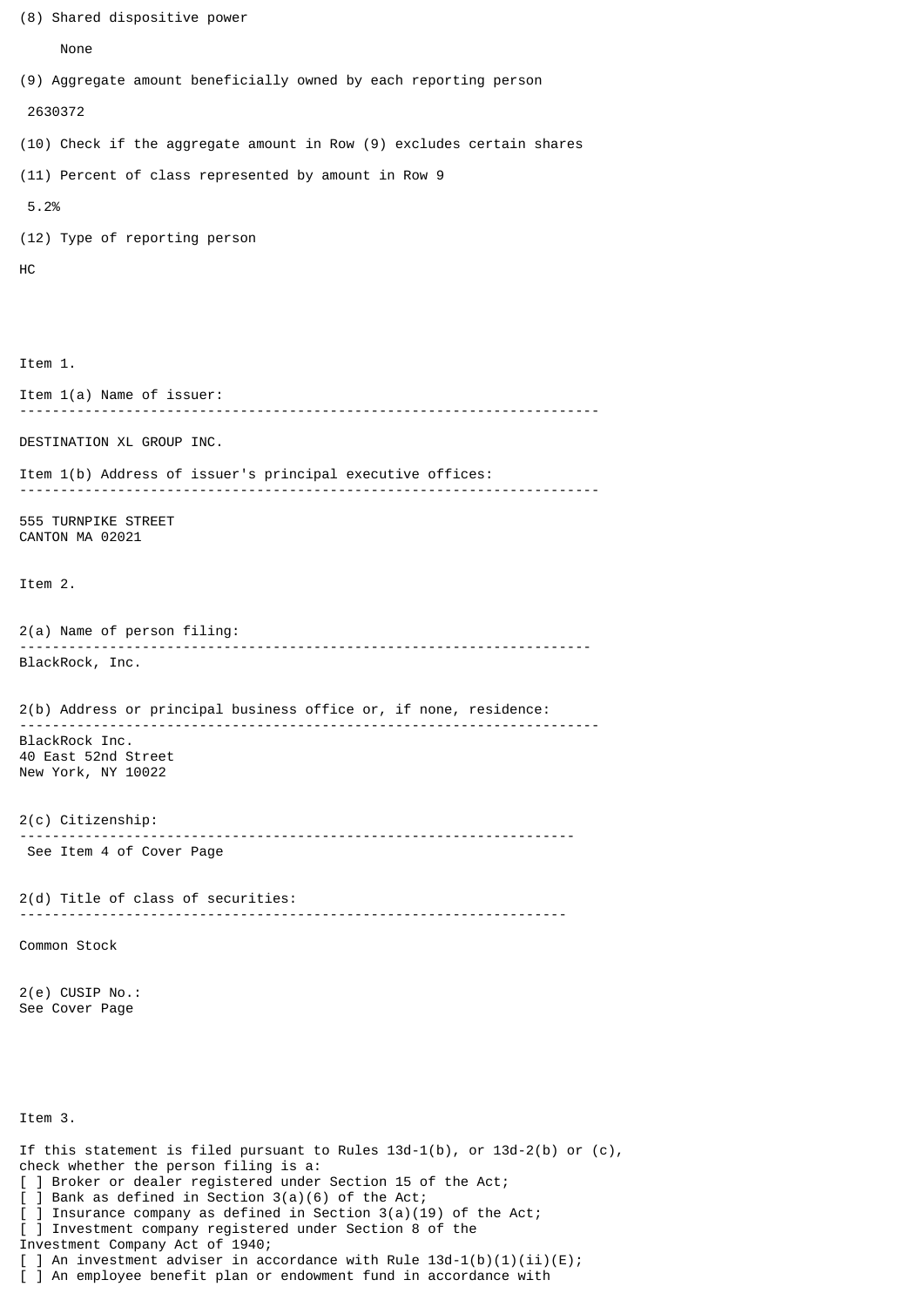(8) Shared dispositive power

None

(9) Aggregate amount beneficially owned by each reporting person

2630372

(10) Check if the aggregate amount in Row (9) excludes certain shares

(11) Percent of class represented by amount in Row 9

5.2%

(12) Type of reporting person

HC

Item 1.

Item 1(a) Name of issuer:

---

DESTINATION XL GROUP INC.

Item 1(b) Address of issuer's principal executive offices:

---

555 TURNPIKE STREET
CANTON MA 02021

Item 2.

2(a) Name of person filing:

---

BlackRock, Inc.

2(b) Address or principal business office or, if none, residence:

---

BlackRock Inc.
40 East 52nd Street
New York, NY 10022

2(c) Citizenship:

---

See Item 4 of Cover Page

2(d) Title of class of securities:

---

Common Stock

2(e) CUSIP No.:
See Cover Page

Item 3.

If this statement is filed pursuant to Rules 13d-1(b), or 13d-2(b) or (c), check whether the person filing is a:

[ ] Broker or dealer registered under Section 15 of the Act;
[ ] Bank as defined in Section 3(a)(6) of the Act;
[ ] Insurance company as defined in Section 3(a)(19) of the Act;
[ ] Investment company registered under Section 8 of the Investment Company Act of 1940;
[ ] An investment adviser in accordance with Rule 13d-1(b)(1)(ii)(E);
[ ] An employee benefit plan or endowment fund in accordance with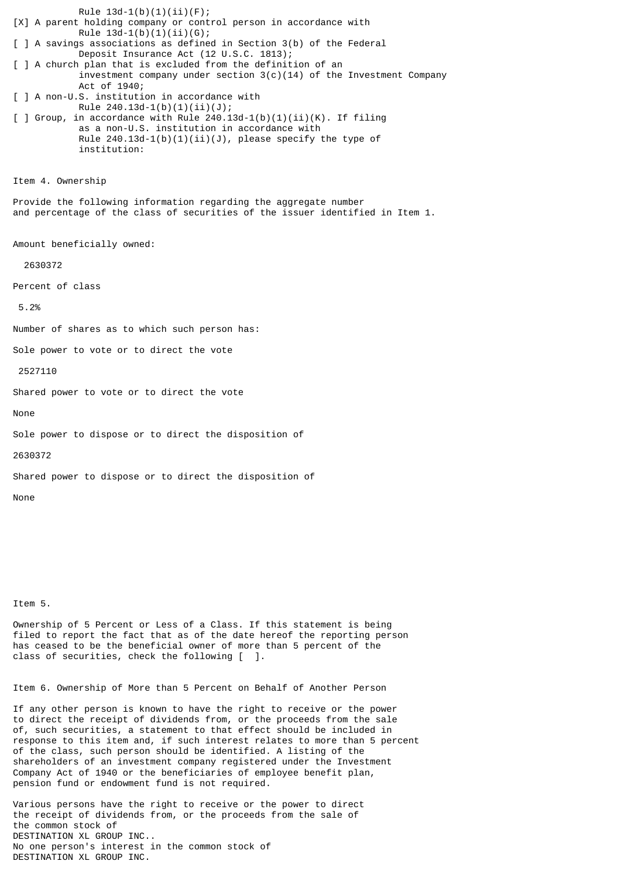Rule 13d-1(b)(1)(ii)(F);

[X] A parent holding company or control person in accordance with Rule 13d-1(b)(1)(ii)(G);

[ ] A savings associations as defined in Section 3(b) of the Federal Deposit Insurance Act (12 U.S.C. 1813);

[ ] A church plan that is excluded from the definition of an investment company under section 3(c)(14) of the Investment Company Act of 1940;

[ ] A non-U.S. institution in accordance with Rule 240.13d-1(b)(1)(ii)(J);

[ ] Group, in accordance with Rule 240.13d-1(b)(1)(ii)(K). If filing as a non-U.S. institution in accordance with Rule 240.13d-1(b)(1)(ii)(J), please specify the type of institution:

Item 4. Ownership

Provide the following information regarding the aggregate number and percentage of the class of securities of the issuer identified in Item 1.

Amount beneficially owned:

2630372

Percent of class

5.2%

Number of shares as to which such person has:

Sole power to vote or to direct the vote

2527110

Shared power to vote or to direct the vote

None

Sole power to dispose or to direct the disposition of

2630372

Shared power to dispose or to direct the disposition of

None

Item 5.

Ownership of 5 Percent or Less of a Class. If this statement is being filed to report the fact that as of the date hereof the reporting person has ceased to be the beneficial owner of more than 5 percent of the class of securities, check the following [ ].

Item 6. Ownership of More than 5 Percent on Behalf of Another Person

If any other person is known to have the right to receive or the power to direct the receipt of dividends from, or the proceeds from the sale of, such securities, a statement to that effect should be included in response to this item and, if such interest relates to more than 5 percent of the class, such person should be identified. A listing of the shareholders of an investment company registered under the Investment Company Act of 1940 or the beneficiaries of employee benefit plan, pension fund or endowment fund is not required.

Various persons have the right to receive or the power to direct the receipt of dividends from, or the proceeds from the sale of the common stock of DESTINATION XL GROUP INC..
No one person's interest in the common stock of DESTINATION XL GROUP INC.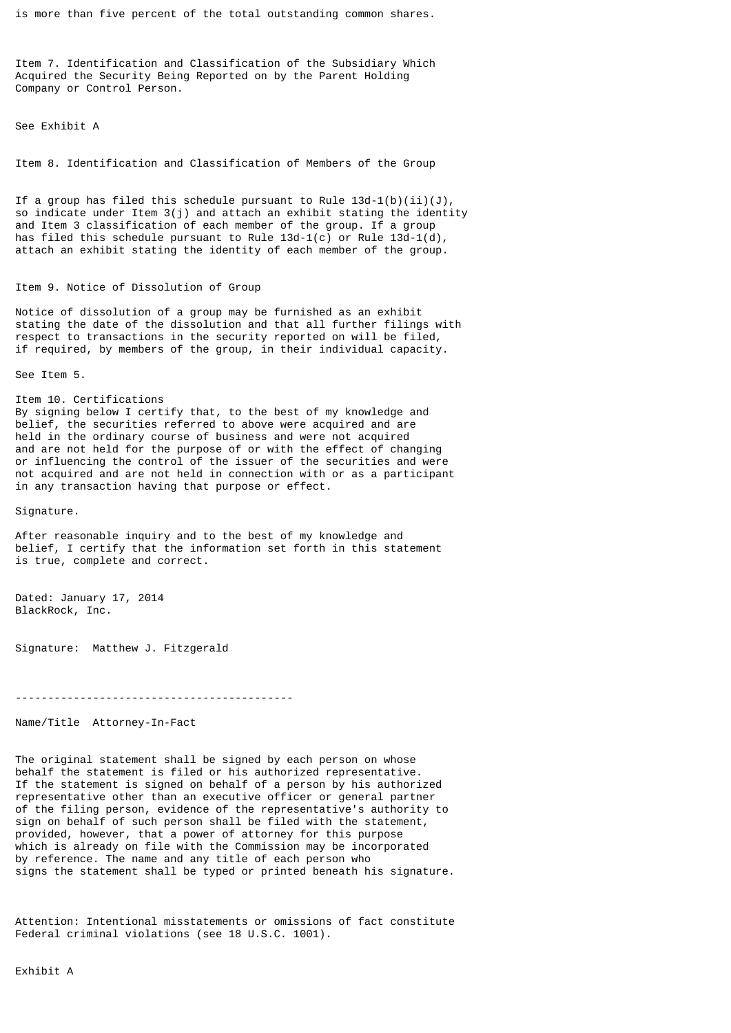is more than five percent of the total outstanding common shares.

Item 7. Identification and Classification of the Subsidiary Which Acquired the Security Being Reported on by the Parent Holding Company or Control Person.

See Exhibit A

Item 8. Identification and Classification of Members of the Group

If a group has filed this schedule pursuant to Rule 13d-1(b)(ii)(J), so indicate under Item 3(j) and attach an exhibit stating the identity and Item 3 classification of each member of the group. If a group has filed this schedule pursuant to Rule 13d-1(c) or Rule 13d-1(d), attach an exhibit stating the identity of each member of the group.

Item 9. Notice of Dissolution of Group

Notice of dissolution of a group may be furnished as an exhibit stating the date of the dissolution and that all further filings with respect to transactions in the security reported on will be filed, if required, by members of the group, in their individual capacity.

See Item 5.

Item 10. Certifications
By signing below I certify that, to the best of my knowledge and belief, the securities referred to above were acquired and are held in the ordinary course of business and were not acquired and are not held for the purpose of or with the effect of changing or influencing the control of the issuer of the securities and were not acquired and are not held in connection with or as a participant in any transaction having that purpose or effect.

Signature.

After reasonable inquiry and to the best of my knowledge and belief, I certify that the information set forth in this statement is true, complete and correct.

Dated: January 17, 2014
BlackRock, Inc.

Signature: Matthew J. Fitzgerald

-------------------------------------------

Name/Title Attorney-In-Fact

The original statement shall be signed by each person on whose behalf the statement is filed or his authorized representative. If the statement is signed on behalf of a person by his authorized representative other than an executive officer or general partner of the filing person, evidence of the representative's authority to sign on behalf of such person shall be filed with the statement, provided, however, that a power of attorney for this purpose which is already on file with the Commission may be incorporated by reference. The name and any title of each person who signs the statement shall be typed or printed beneath his signature.

Attention: Intentional misstatements or omissions of fact constitute Federal criminal violations (see 18 U.S.C. 1001).

Exhibit A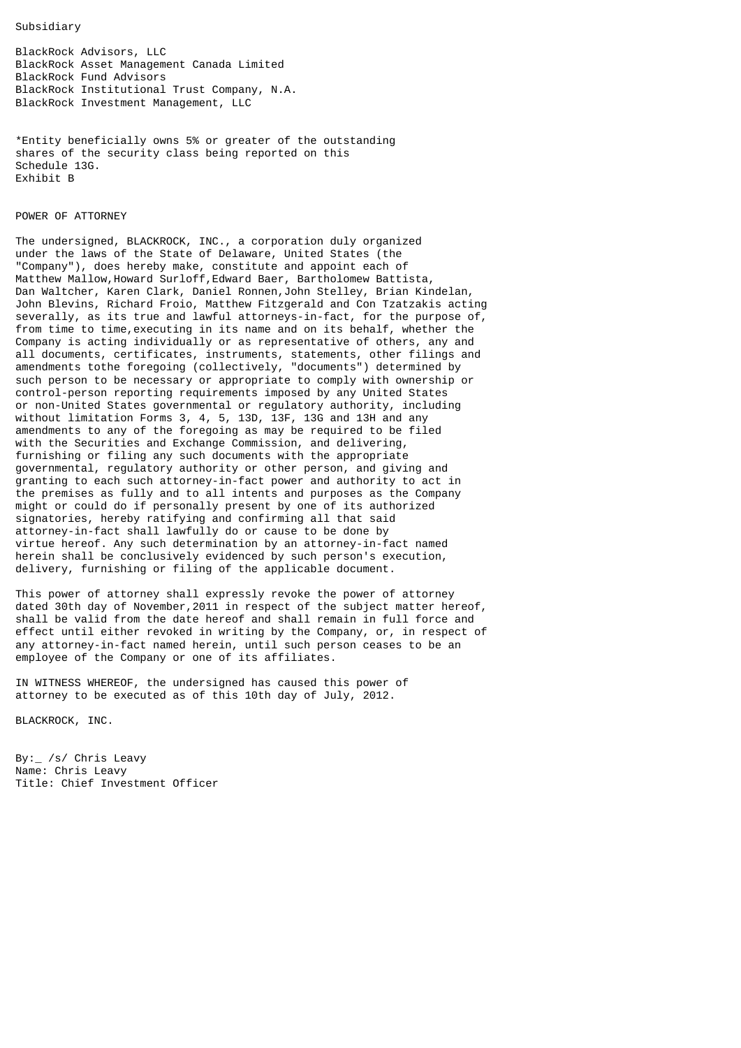Subsidiary

BlackRock Advisors, LLC
BlackRock Asset Management Canada Limited
BlackRock Fund Advisors
BlackRock Institutional Trust Company, N.A.
BlackRock Investment Management, LLC

*Entity beneficially owns 5% or greater of the outstanding shares of the security class being reported on this Schedule 13G.

Exhibit B

POWER OF ATTORNEY

The undersigned, BLACKROCK, INC., a corporation duly organized under the laws of the State of Delaware, United States (the "Company"), does hereby make, constitute and appoint each of Matthew Mallow,Howard Surloff,Edward Baer, Bartholomew Battista, Dan Waltcher, Karen Clark, Daniel Ronnen,John Stelley, Brian Kindelan, John Blevins, Richard Froio, Matthew Fitzgerald and Con Tzatzakis acting severally, as its true and lawful attorneys-in-fact, for the purpose of, from time to time,executing in its name and on its behalf, whether the Company is acting individually or as representative of others, any and all documents, certificates, instruments, statements, other filings and amendments tothe foregoing (collectively, "documents") determined by such person to be necessary or appropriate to comply with ownership or control-person reporting requirements imposed by any United States or non-United States governmental or regulatory authority, including without limitation Forms 3, 4, 5, 13D, 13F, 13G and 13H and any amendments to any of the foregoing as may be required to be filed with the Securities and Exchange Commission, and delivering, furnishing or filing any such documents with the appropriate governmental, regulatory authority or other person, and giving and granting to each such attorney-in-fact power and authority to act in the premises as fully and to all intents and purposes as the Company might or could do if personally present by one of its authorized signatories, hereby ratifying and confirming all that said attorney-in-fact shall lawfully do or cause to be done by virtue hereof. Any such determination by an attorney-in-fact named herein shall be conclusively evidenced by such person's execution, delivery, furnishing or filing of the applicable document.

This power of attorney shall expressly revoke the power of attorney dated 30th day of November,2011 in respect of the subject matter hereof, shall be valid from the date hereof and shall remain in full force and effect until either revoked in writing by the Company, or, in respect of any attorney-in-fact named herein, until such person ceases to be an employee of the Company or one of its affiliates.

IN WITNESS WHEREOF, the undersigned has caused this power of attorney to be executed as of this 10th day of July, 2012.

BLACKROCK, INC.

By:_ /s/ Chris Leavy
Name: Chris Leavy
Title: Chief Investment Officer